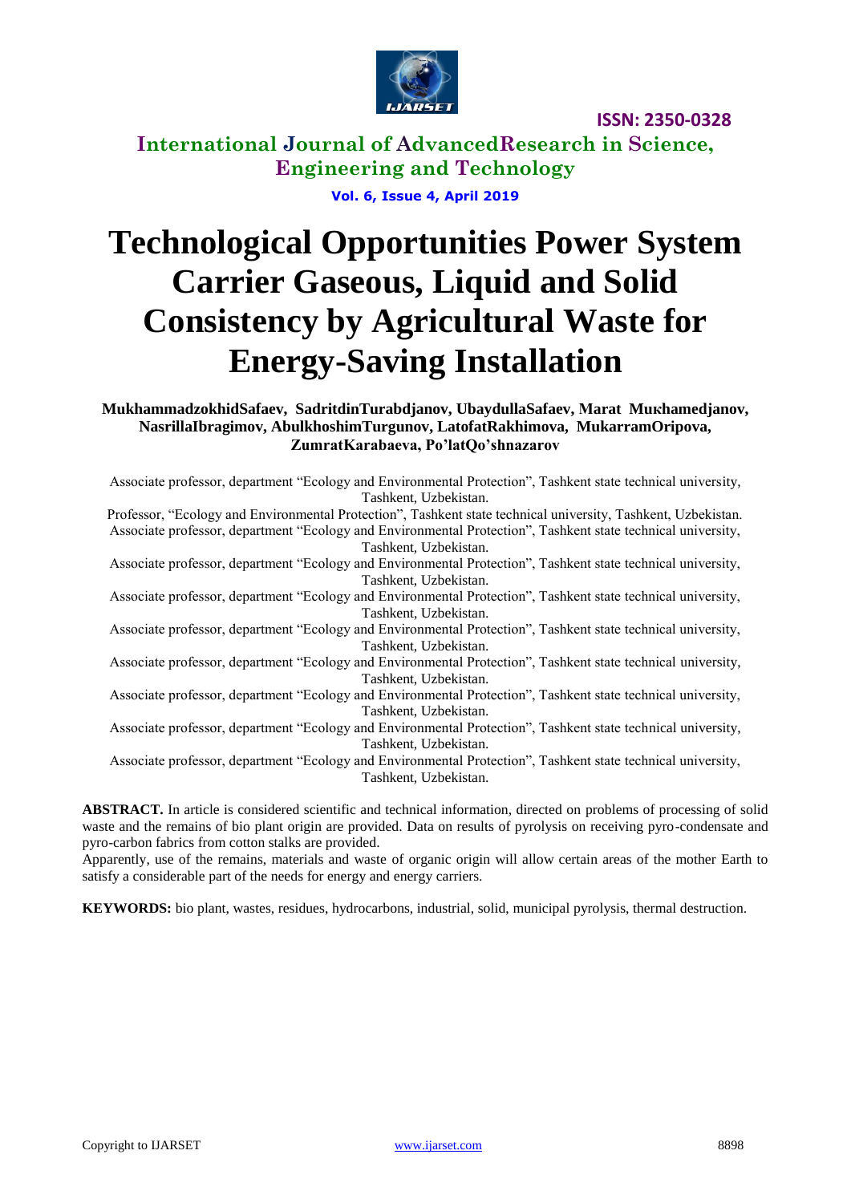# Technological Opportunities Power System Carrier Gaseous, Liquid and Solid Consistency by Agricultural Waste for Energy-Saving Installation

**MukhammadzokhidSafaev, SadritdinTurabdjanov, UbaydullaSafaev, Marat Muкhamedjanov, NasrillaIbragimov, AbulkhoshimTurgunov, LatofatRakhimova, MukarramOripova, ZumratKarabaeva, Po'latQo'shnazarov**

Associate professor, department "Ecology and Environmental Protection", Tashkent state technical university, Tashkent, Uzbekistan.

Professor, "Ecology and Environmental Protection", Tashkent state technical university, Tashkent, Uzbekistan.

Associate professor, department "Ecology and Environmental Protection", Tashkent state technical university, Tashkent, Uzbekistan.

Associate professor, department "Ecology and Environmental Protection", Tashkent state technical university, Tashkent, Uzbekistan.

Associate professor, department "Ecology and Environmental Protection", Tashkent state technical university, Tashkent, Uzbekistan.

Associate professor, department "Ecology and Environmental Protection", Tashkent state technical university, Tashkent, Uzbekistan.

Associate professor, department "Ecology and Environmental Protection", Tashkent state technical university, Tashkent, Uzbekistan.

Associate professor, department "Ecology and Environmental Protection", Tashkent state technical university, Tashkent, Uzbekistan.

Associate professor, department "Ecology and Environmental Protection", Tashkent state technical university, Tashkent, Uzbekistan.

Associate professor, department "Ecology and Environmental Protection", Tashkent state technical university, Tashkent, Uzbekistan.

**ABSTRACT.** In article is considered scientific and technical information, directed on problems of processing of solid waste and the remains of bio plant origin are provided. Data on results of pyrolysis on receiving pyro-condensate and pyro-carbon fabrics from cotton stalks are provided.

Apparently, use of the remains, materials and waste of organic origin will allow certain areas of the mother Earth to satisfy a considerable part of the needs for energy and energy carriers.

**KEYWORDS:** bio plant, wastes, residues, hydrocarbons, industrial, solid, municipal pyrolysis, thermal destruction.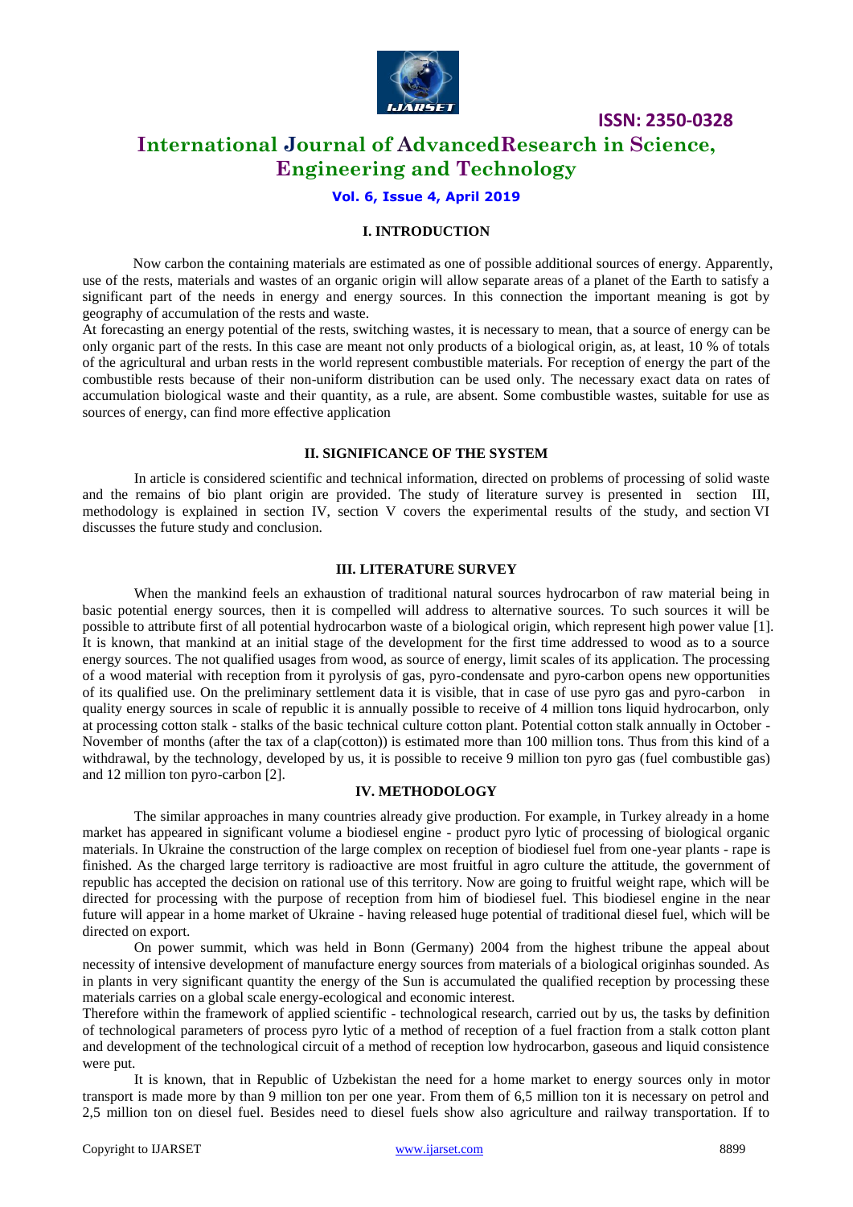## I. INTRODUCTION

Now carbon the containing materials are estimated as one of possible additional sources of energy. Apparently, use of the rests, materials and wastes of an organic origin will allow separate areas of a planet of the Earth to satisfy a significant part of the needs in energy and energy sources. In this connection the important meaning is got by geography of accumulation of the rests and waste.

At forecasting an energy potential of the rests, switching wastes, it is necessary to mean, that a source of energy can be only organic part of the rests. In this case are meant not only products of a biological origin, as, at least, 10 % of totals of the agricultural and urban rests in the world represent combustible materials. For reception of energy the part of the combustible rests because of their non-uniform distribution can be used only. The necessary exact data on rates of accumulation biological waste and their quantity, as a rule, are absent. Some combustible wastes, suitable for use as sources of energy, can find more effective application

## II. SIGNIFICANCE OF THE SYSTEM

In article is considered scientific and technical information, directed on problems of processing of solid waste and the remains of bio plant origin are provided. The study of literature survey is presented in section III, methodology is explained in section IV, section V covers the experimental results of the study, and section VI discusses the future study and conclusion.

## III. LITERATURE SURVEY

When the mankind feels an exhaustion of traditional natural sources hydrocarbon of raw material being in basic potential energy sources, then it is compelled will address to alternative sources. To such sources it will be possible to attribute first of all potential hydrocarbon waste of a biological origin, which represent high power value [1]. It is known, that mankind at an initial stage of the development for the first time addressed to wood as to a source energy sources. The not qualified usages from wood, as source of energy, limit scales of its application. The processing of a wood material with reception from it pyrolysis of gas, pyro-condensate and pyro-carbon opens new opportunities of its qualified use. On the preliminary settlement data it is visible, that in case of use pyro gas and pyro-carbon in quality energy sources in scale of republic it is annually possible to receive of 4 million tons liquid hydrocarbon, only at processing cotton stalk - stalks of the basic technical culture cotton plant. Potential cotton stalk annually in October - November of months (after the tax of a clap(cotton)) is estimated more than 100 million tons. Thus from this kind of a withdrawal, by the technology, developed by us, it is possible to receive 9 million ton pyro gas (fuel combustible gas) and 12 million ton pyro-carbon [2].

## IV. METHODOLOGY

The similar approaches in many countries already give production. For example, in Turkey already in a home market has appeared in significant volume a biodiesel engine - product pyro lytic of processing of biological organic materials. In Ukraine the construction of the large complex on reception of biodiesel fuel from one-year plants - rape is finished. As the charged large territory is radioactive are most fruitful in agro culture the attitude, the government of republic has accepted the decision on rational use of this territory. Now are going to fruitful weight rape, which will be directed for processing with the purpose of reception from him of biodiesel fuel. This biodiesel engine in the near future will appear in a home market of Ukraine - having released huge potential of traditional diesel fuel, which will be directed on export.

On power summit, which was held in Bonn (Germany) 2004 from the highest tribune the appeal about necessity of intensive development of manufacture energy sources from materials of a biological originhas sounded. As in plants in very significant quantity the energy of the Sun is accumulated the qualified reception by processing these materials carries on a global scale energy-ecological and economic interest.

Therefore within the framework of applied scientific - technological research, carried out by us, the tasks by definition of technological parameters of process pyro lytic of a method of reception of a fuel fraction from a stalk cotton plant and development of the technological circuit of a method of reception low hydrocarbon, gaseous and liquid consistence were put.

It is known, that in Republic of Uzbekistan the need for a home market to energy sources only in motor transport is made more by than 9 million ton per one year. From them of 6,5 million ton it is necessary on petrol and 2,5 million ton on diesel fuel. Besides need to diesel fuels show also agriculture and railway transportation. If to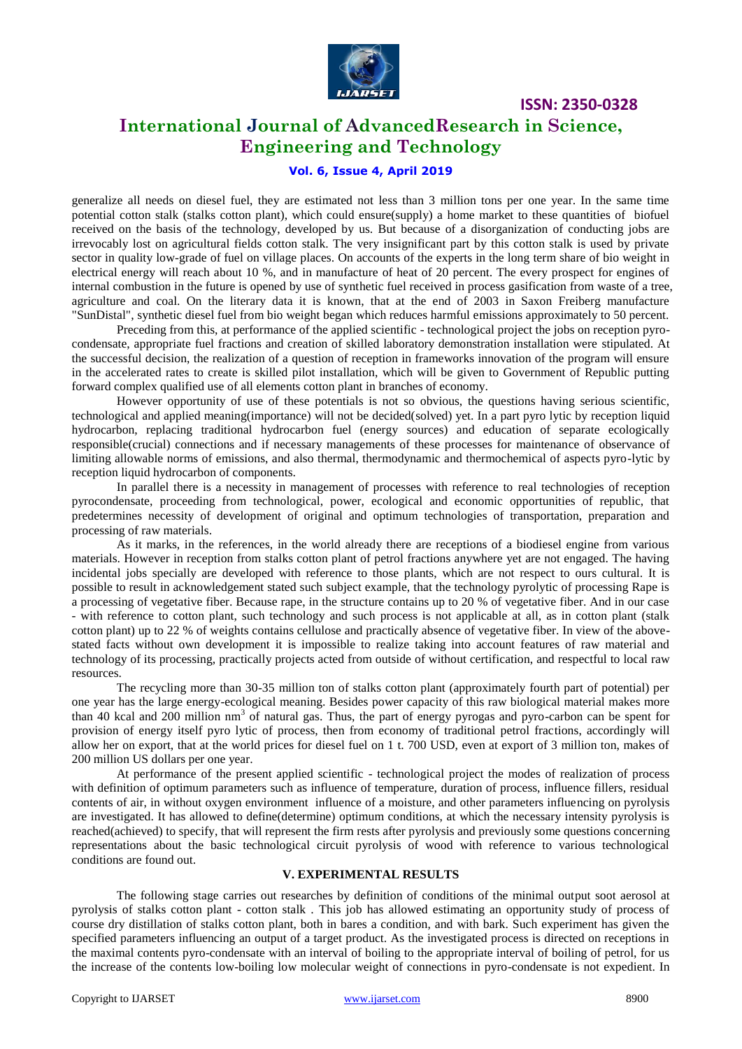generalize all needs on diesel fuel, they are estimated not less than 3 million tons per one year. In the same time potential cotton stalk (stalks cotton plant), which could ensure(supply) a home market to these quantities of biofuel received on the basis of the technology, developed by us. But because of a disorganization of conducting jobs are irrevocably lost on agricultural fields cotton stalk. The very insignificant part by this cotton stalk is used by private sector in quality low-grade of fuel on village places. On accounts of the experts in the long term share of bio weight in electrical energy will reach about 10 %, and in manufacture of heat of 20 percent. The every prospect for engines of internal combustion in the future is opened by use of synthetic fuel received in process gasification from waste of a tree, agriculture and coal. On the literary data it is known, that at the end of 2003 in Saxon Freiberg manufacture "SunDistal", synthetic diesel fuel from bio weight began which reduces harmful emissions approximately to 50 percent.

Preceding from this, at performance of the applied scientific - technological project the jobs on reception pyro-condensate, appropriate fuel fractions and creation of skilled laboratory demonstration installation were stipulated. At the successful decision, the realization of a question of reception in frameworks innovation of the program will ensure in the accelerated rates to create is skilled pilot installation, which will be given to Government of Republic putting forward complex qualified use of all elements cotton plant in branches of economy.

However opportunity of use of these potentials is not so obvious, the questions having serious scientific, technological and applied meaning(importance) will not be decided(solved) yet. In a part pyro lytic by reception liquid hydrocarbon, replacing traditional hydrocarbon fuel (energy sources) and education of separate ecologically responsible(crucial) connections and if necessary managements of these processes for maintenance of observance of limiting allowable norms of emissions, and also thermal, thermodynamic and thermochemical of aspects pyro-lytic by reception liquid hydrocarbon of components.

In parallel there is a necessity in management of processes with reference to real technologies of reception pyrocondensate, proceeding from technological, power, ecological and economic opportunities of republic, that predetermines necessity of development of original and optimum technologies of transportation, preparation and processing of raw materials.

As it marks, in the references, in the world already there are receptions of a biodiesel engine from various materials. However in reception from stalks cotton plant of petrol fractions anywhere yet are not engaged. The having incidental jobs specially are developed with reference to those plants, which are not respect to ours cultural. It is possible to result in acknowledgement stated such subject example, that the technology pyrolytic of processing Rape is a processing of vegetative fiber. Because rape, in the structure contains up to 20 % of vegetative fiber. And in our case - with reference to cotton plant, such technology and such process is not applicable at all, as in cotton plant (stalk cotton plant) up to 22 % of weights contains cellulose and practically absence of vegetative fiber. In view of the above-stated facts without own development it is impossible to realize taking into account features of raw material and technology of its processing, practically projects acted from outside of without certification, and respectful to local raw resources.

The recycling more than 30-35 million ton of stalks cotton plant (approximately fourth part of potential) per one year has the large energy-ecological meaning. Besides power capacity of this raw biological material makes more than 40 kcal and 200 million nm$^3$ of natural gas. Thus, the part of energy pyrogas and pyro-carbon can be spent for provision of energy itself pyro lytic of process, then from economy of traditional petrol fractions, accordingly will allow her on export, that at the world prices for diesel fuel on 1 t. 700 USD, even at export of 3 million ton, makes of 200 million US dollars per one year.

At performance of the present applied scientific - technological project the modes of realization of process with definition of optimum parameters such as influence of temperature, duration of process, influence fillers, residual contents of air, in without oxygen environment influence of a moisture, and other parameters influencing on pyrolysis are investigated. It has allowed to define(determine) optimum conditions, at which the necessary intensity pyrolysis is reached(achieved) to specify, that will represent the firm rests after pyrolysis and previously some questions concerning representations about the basic technological circuit pyrolysis of wood with reference to various technological conditions are found out.

## V. EXPERIMENTAL RESULTS

The following stage carries out researches by definition of conditions of the minimal output soot aerosol at pyrolysis of stalks cotton plant - cotton stalk . This job has allowed estimating an opportunity study of process of course dry distillation of stalks cotton plant, both in bares a condition, and with bark. Such experiment has given the specified parameters influencing an output of a target product. As the investigated process is directed on receptions in the maximal contents pyro-condensate with an interval of boiling to the appropriate interval of boiling of petrol, for us the increase of the contents low-boiling low molecular weight of connections in pyro-condensate is not expedient. In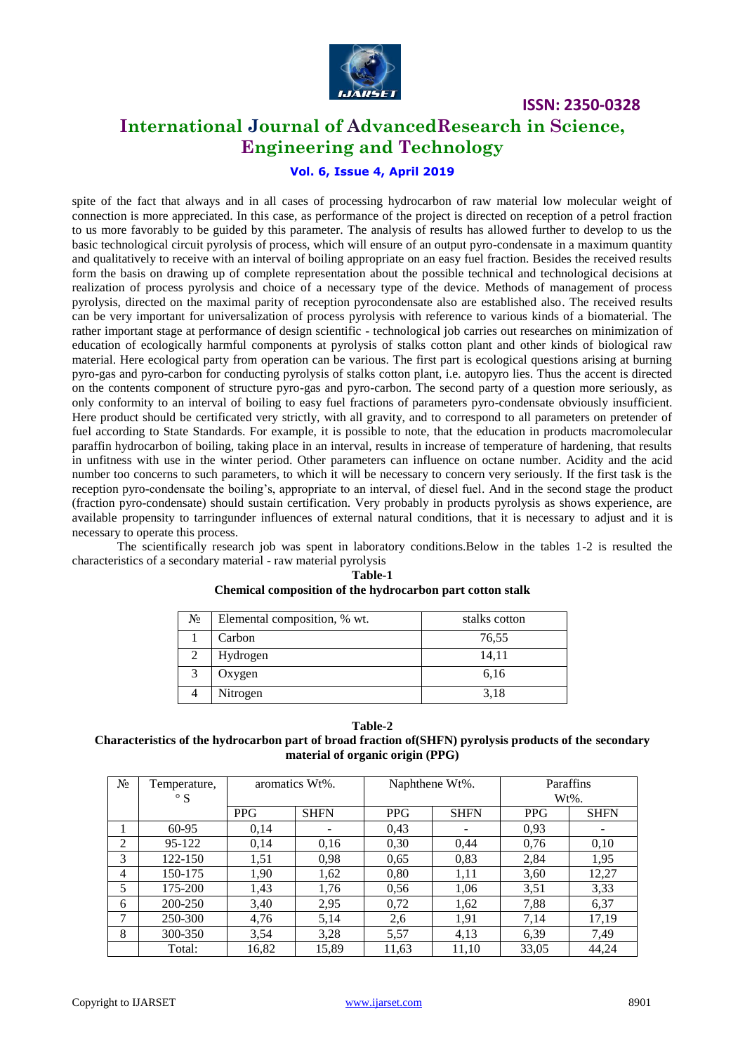spite of the fact that always and in all cases of processing hydrocarbon of raw material low molecular weight of connection is more appreciated. In this case, as performance of the project is directed on reception of a petrol fraction to us more favorably to be guided by this parameter. The analysis of results has allowed further to develop to us the basic technological circuit pyrolysis of process, which will ensure of an output pyro-condensate in a maximum quantity and qualitatively to receive with an interval of boiling appropriate on an easy fuel fraction. Besides the received results form the basis on drawing up of complete representation about the possible technical and technological decisions at realization of process pyrolysis and choice of a necessary type of the device. Methods of management of process pyrolysis, directed on the maximal parity of reception pyrocondensate also are established also. The received results can be very important for universalization of process pyrolysis with reference to various kinds of a biomaterial. The rather important stage at performance of design scientific - technological job carries out researches on minimization of education of ecologically harmful components at pyrolysis of stalks cotton plant and other kinds of biological raw material. Here ecological party from operation can be various. The first part is ecological questions arising at burning pyro-gas and pyro-carbon for conducting pyrolysis of stalks cotton plant, i.e. autopyro lies. Thus the accent is directed on the contents component of structure pyro-gas and pyro-carbon. The second party of a question more seriously, as only conformity to an interval of boiling to easy fuel fractions of parameters pyro-condensate obviously insufficient. Here product should be certificated very strictly, with all gravity, and to correspond to all parameters on pretender of fuel according to State Standards. For example, it is possible to note, that the education in products macromolecular paraffin hydrocarbon of boiling, taking place in an interval, results in increase of temperature of hardening, that results in unfitness with use in the winter period. Other parameters can influence on octane number. Acidity and the acid number too concerns to such parameters, to which it will be necessary to concern very seriously. If the first task is the reception pyro-condensate the boiling's, appropriate to an interval, of diesel fuel. And in the second stage the product (fraction pyro-condensate) should sustain certification. Very probably in products pyrolysis as shows experience, are available propensity to tarringunder influences of external natural conditions, that it is necessary to adjust and it is necessary to operate this process.

The scientifically research job was spent in laboratory conditions.Below in the tables 1-2 is resulted the characteristics of a secondary material - raw material pyrolysis

**Table-1**
**Chemical composition of the hydrocarbon part cotton stalk**

| № | Elemental composition, % wt. | stalks cotton |
|---|---|---|
| 1 | Carbon | 76,55 |
| 2 | Hydrogen | 14,11 |
| 3 | Oxygen | 6,16 |
| 4 | Nitrogen | 3,18 |

**Table-2**
**Characteristics of the hydrocarbon part of broad fraction of(SHFN) pyrolysis products of the secondary material of organic origin (PPG)**

| № | Temperature, ° S | aromatics Wt%. | | Naphthene Wt%. | | Paraffins Wt%. | |
|---|---|---|---|---|---|---|---|
| | | PPG | SHFN | PPG | SHFN | PPG | SHFN |
| 1 | 60-95 | 0,14 | - | 0,43 | - | 0,93 | - |
| 2 | 95-122 | 0,14 | 0,16 | 0,30 | 0,44 | 0,76 | 0,10 |
| 3 | 122-150 | 1,51 | 0,98 | 0,65 | 0,83 | 2,84 | 1,95 |
| 4 | 150-175 | 1,90 | 1,62 | 0,80 | 1,11 | 3,60 | 12,27 |
| 5 | 175-200 | 1,43 | 1,76 | 0,56 | 1,06 | 3,51 | 3,33 |
| 6 | 200-250 | 3,40 | 2,95 | 0,72 | 1,62 | 7,88 | 6,37 |
| 7 | 250-300 | 4,76 | 5,14 | 2,6 | 1,91 | 7,14 | 17,19 |
| 8 | 300-350 | 3,54 | 3,28 | 5,57 | 4,13 | 6,39 | 7,49 |
| | Total: | 16,82 | 15,89 | 11,63 | 11,10 | 33,05 | 44,24 |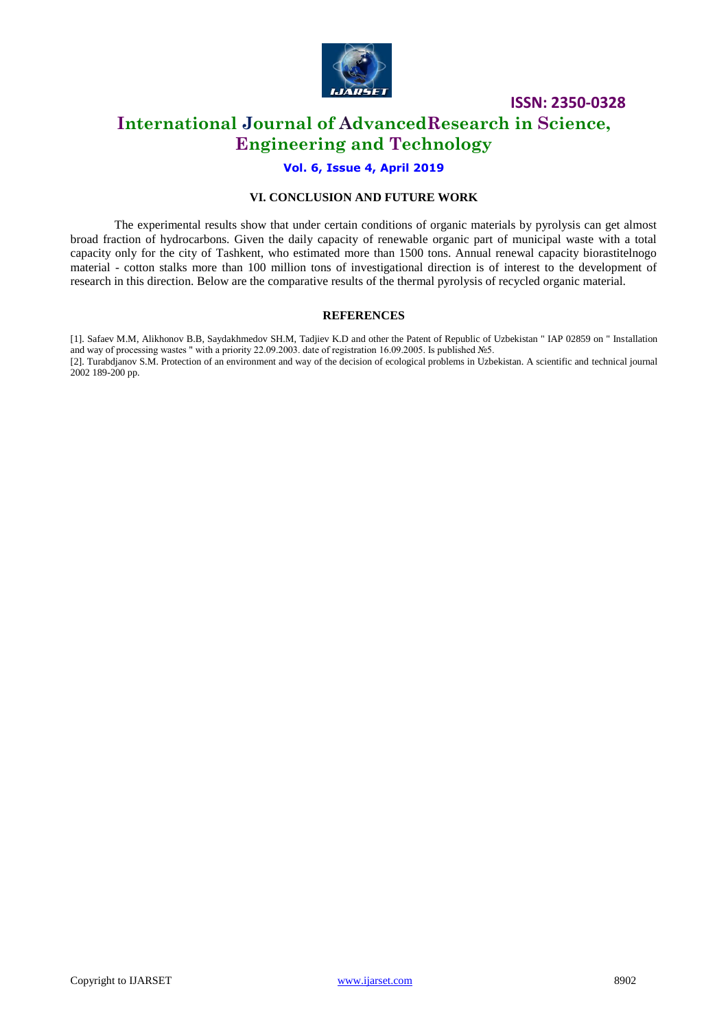## VI. CONCLUSION AND FUTURE WORK

The experimental results show that under certain conditions of organic materials by pyrolysis can get almost broad fraction of hydrocarbons. Given the daily capacity of renewable organic part of municipal waste with a total capacity only for the city of Tashkent, who estimated more than 1500 tons. Annual renewal capacity biorastitelnogo material - cotton stalks more than 100 million tons of investigational direction is of interest to the development of research in this direction. Below are the comparative results of the thermal pyrolysis of recycled organic material.

## REFERENCES

[1]. Safaev M.M, Alikhonov B.B, Saydakhmedov SH.M, Tadjiev K.D and other the Patent of Republic of Uzbekistan " IAP 02859 on " Installation and way of processing wastes " with a priority 22.09.2003. date of registration 16.09.2005. Is published №5.

[2]. Turabdjanov S.M. Protection of an environment and way of the decision of ecological problems in Uzbekistan. A scientific and technical journal 2002 189-200 pp.